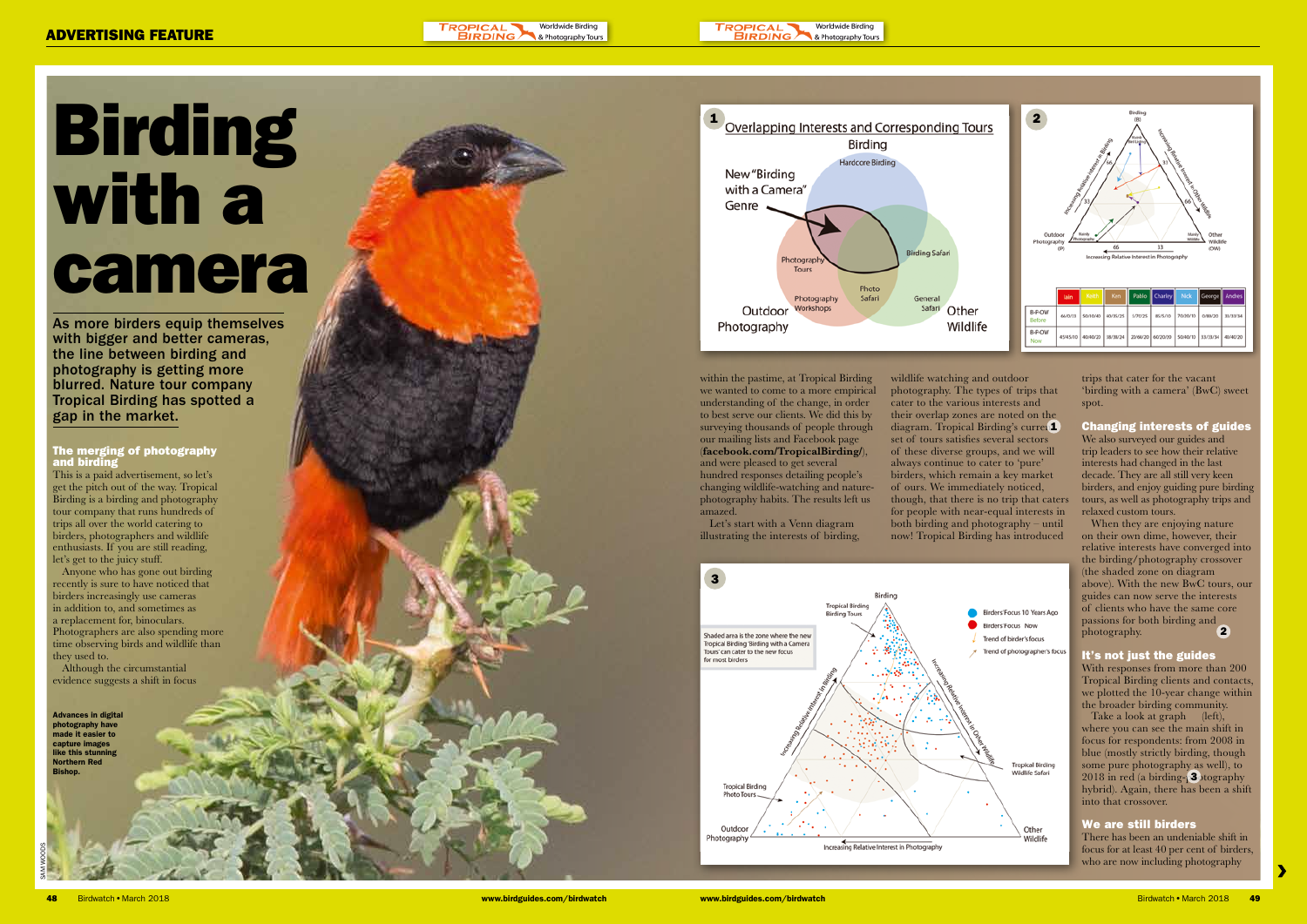ADVERTISING FEATURE

# Birding with a camera

As more birders equip themselves with bigger and better cameras, the line between birding and photography is getting more blurred. Nature tour company Tropical Birding has spotted a gap in the market.

## The merging of photography and birding

This is a paid advertisement, so let's get the pitch out of the way. Tropical Birding is a birding and photography tour company that runs hundreds of trips all over the world catering to birders, photographers and wildlife enthusiasts. If you are still reading, let's get to the juicy stuff.

Anyone who has gone out birding recently is sure to have noticed that birders increasingly use cameras in addition to, and sometimes as a replacement for, binoculars. Photographers are also spending more time observing birds and wildlife than they used to.

Although the circumstantial evidence suggests a shift in focus within the pastime, at Tropical Birding we wanted to come to a more empirical understanding of the change, in order to best serve our clients. We did this by surveying thousands of people through our mailing lists and Facebook page (**facebook.com/TropicalBirding/**), and were pleased to get several hundred responses detailing people's changing wildlife-watching and nature-photography habits. The results left us amazed.

Let's start with a Venn diagram illustrating the interests of birding, wildlife watching and outdoor photography. The types of trips that cater for the various interests and their overlap zones are noted on the diagram. Tropical Birding's current (1) set of tours satisfies several sectors of these diverse groups, and we will always continue to cater to 'pure' birders, which remain a key market of ours. We immediately noticed, though, that there is no trip that caters for people with near-equal interests in both birding and photography – until now! Tropical Birding has introduced trips that cater for the vacant 'birding with a camera' (BwC) sweet spot.

**Advances in digital photography have made it easier to capture images like this stunning Northern Red Bishop.**

**1** Overlapping Interests and Corresponding Tours

**2**

| | Iain | Keith | Ken | Pablo | Charley | Nick | George | Andres |
|---|---|---|---|---|---|---|---|---|
| B-P-OW Before | 66/0/33 | 50/10/40 | 40/35/25 | 1/70/25 | 85/5/10 | 70/30/10 | 0/80/20 | 33/33/34 |
| B-P-OW Now | 45/45/10 | 40/40/20 | 38/38/24 | 20/60/20 | 60/20/20 | 50/40/10 | 33/33/34 | 40/40/20 |

**3**

## Changing interests of guides

We also surveyed our guides and trip leaders to see how their relative interests had changed in the last decade. They are all still very keen birders, and enjoy guiding pure birding tours, as well as photography trips and relaxed custom tours.

When they are enjoying nature on their own dime, however, their relative interests have converged into the birding/photography crossover (the shaded zone on diagram above). With the new BwC tours, our guides can now serve the interests of clients who have the same core passions for both birding and photography. (2)

## It's not just the guides

With responses from more than 200 Tropical Birding clients and contacts, we plotted the 10-year change within the broader birding community.

Take a look at graph (3) (left), where you can see the main shift in focus for respondents: from 2008 in blue (mostly strictly birding, though some pure photography as well), to 2018 in red (a birding-photography hybrid). Again, there has been a shift into that crossover.

## We are still birders

There has been an undeniable shift in focus for at least 40 per cent of birders, who are now including photography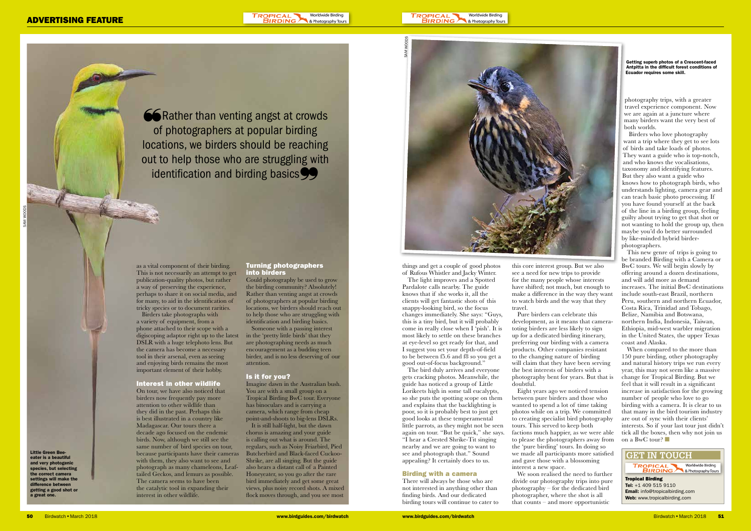ADVERTISING FEATURE

> "Rather than venting angst at crowds of photographers at popular birding locations, we birders should be reaching out to help those who are struggling with identification and birding basics"

as a vital component of their birding. This is not necessarily an attempt to get publication-quality photos, but rather a way of preserving the experience, perhaps to share it on social media, and for many, to aid in the identification of tricky species or to document rarities.

Birders take photographs with a variety of equipment, from a phone attached to their scope with a digiscoping adaptor right up to the latest DSLR with a huge telephoto lens. But the camera has become a necessary tool in their arsenal, even as seeing and enjoying birds remains the most important element of their hobby.

### Interest in other wildlife

On tour, we have also noticed that birders now frequently pay more attention to other wildlife than they did in the past. Perhaps this is best illustrated in a country like Madagascar. Our tours there a decade ago focused on the endemic birds. Now, although we still see the same number of bird species on tour, because participants have their cameras with them, they also want to see and photograph as many chameleons, Leaf-tailed Geckos, and lemurs as possible. The camera seems to have been the catalytic tool in expanding their interest in other wildlife.

### Turning photographers into birders

Could photography be used to grow the birding community? Absolutely! Rather than venting angst at crowds of photographers at popular birding locations, we birders should reach out to help those who are struggling with identification and birding basics.

Someone with a passing interest in the 'pretty little birds' that they are photographing needs as much encouragement as a budding teen birder, and is no less deserving of our attention.

### Is it for you?

Imagine dawn in the Australian bush. You are with a small group on a Tropical Birding BwC tour. Everyone has binoculars and is carrying a camera, which range from cheap point-and-shoots to big-lens DSLRs.

It is still half-light, but the dawn chorus is amazing and your guide is calling out what is around. The regulars, such as Noisy Friarbird, Pied Butcherbird and Black-faced Cuckoo-Shrike, are all singing. But the guide also hears a distant call of a Painted Honeyeater, so you go after the rare bird immediately and get some great views, plus noisy record shots. A mixed flock moves through, and you see most things and get a couple of good photos of Rufous Whistler and Jacky Winter.

The light improves and a Spotted Pardalote calls nearby. The guide knows that if she works it, all the clients will get fantastic shots of this snappy-looking bird, so the focus changes immediately. She says: "Guys, this is a tiny bird, but it will probably come in really close when I 'pish'. It is most likely to settle on these branches at eye-level so get ready for that, and I suggest you set your depth-of-field to be between f5.6 and f8 so you get a good out-of-focus background."

The bird duly arrives and everyone gets cracking photos. Meanwhile, the guide has noticed a group of Little Lorikeets high in some tall eucalypts, so she puts the spotting scope on them and explains that the backlighting is poor, so it is probably best to just get good looks at these temperamental little parrots, as they might not be seen again on tour. "But be quick," she says. "I hear a Crested Shrike-Tit singing nearby and we are going to want to see and photograph that." Sound appealing? It certainly does to us.

### Birding with a camera

There will always be those who are not interested in anything other than finding birds. And our dedicated birding tours will continue to cater to this core interest group. But we also see a need for new trips to provide for the many people whose interests have shifted; not much, but enough to make a difference in the way they want to watch birds and the way that they travel.

Pure birders can celebrate this development, as it means that camera-toting birders are less likely to sign up for a dedicated birding itinerary, preferring our birding with a camera products. Other companies resistant to the changing nature of birding will claim that they have been serving the best interests of birders with a photography bent for years. But that is doubtful.

Eight years ago we noticed tension between pure birders and those who wanted to spend a lot of time taking photos while on a trip. We committed to creating specialist bird photography tours. This served to keep both factions much happier, as we were able to please the photographers away from the 'pure birding' tours. In doing so we made all participants more satisfied and gave those with a blossoming interest a new space.

We soon realised the need to further divide our photography trips into pure photography – for the dedicated bird photographer, where the shot is all that counts – and more opportunistic photography trips, with a greater travel experience component. Now we are again at a juncture where many birders want the very best of both worlds.

Birders who love photography want a trip where they get to see lots of birds and take loads of photos. They want a guide who is top-notch, and who knows the vocalisations, taxonomy and identifying features. But they also want a guide who knows how to photograph birds, who understands lighting, camera gear and can teach basic photo processing. If you have found yourself at the back of the line in a birding group, feeling guilty about trying to get that shot or not wanting to hold the group up, then maybe you'd do better surrounded by like-minded hybrid birder-photographers.

This new genre of trips is going to be branded Birding with a Camera or BwC tours. We will begin slowly by offering around a dozen destinations, and will add more as demand increases. The initial BwC destinations include south-east Brazil, northern Peru, southern and northern Ecuador, Costa Rica, Trinidad and Tobago, Belize, Namibia and Botswana, northern India, Indonesia, Taiwan, Ethiopia, mid-west warbler migration in the United States, the upper Texas coast and Alaska.

When compared to the more than 150 pure birding, other photography and natural history trips we run every year, this may not seem like a massive change for Tropical Birding. But we feel that it will result in a significant increase in satisfaction for the growing number of people who love to go birding with a camera. It is clear to us that many in the bird tourism industry are out of sync with their clients' interests. So if your last tour just didn't tick all the boxes, then why not join us on a BwC tour? ■

Little Green Bee-eater is a beautiful and very photogenic species, but selecting the correct camera settings will make the difference between getting a good shot or a great one.

SAM WOODS

Getting superb photos of a Crescent-faced Antpitta in the difficult forest conditions of Ecuador requires some skill.

SAM WOODS

### GET IN TOUCH

**Tropical Birding**
**Tel:** +1 409 515 9110
**Email:** info@tropicalbirding.com
**Web:** www.tropicalbirding.com